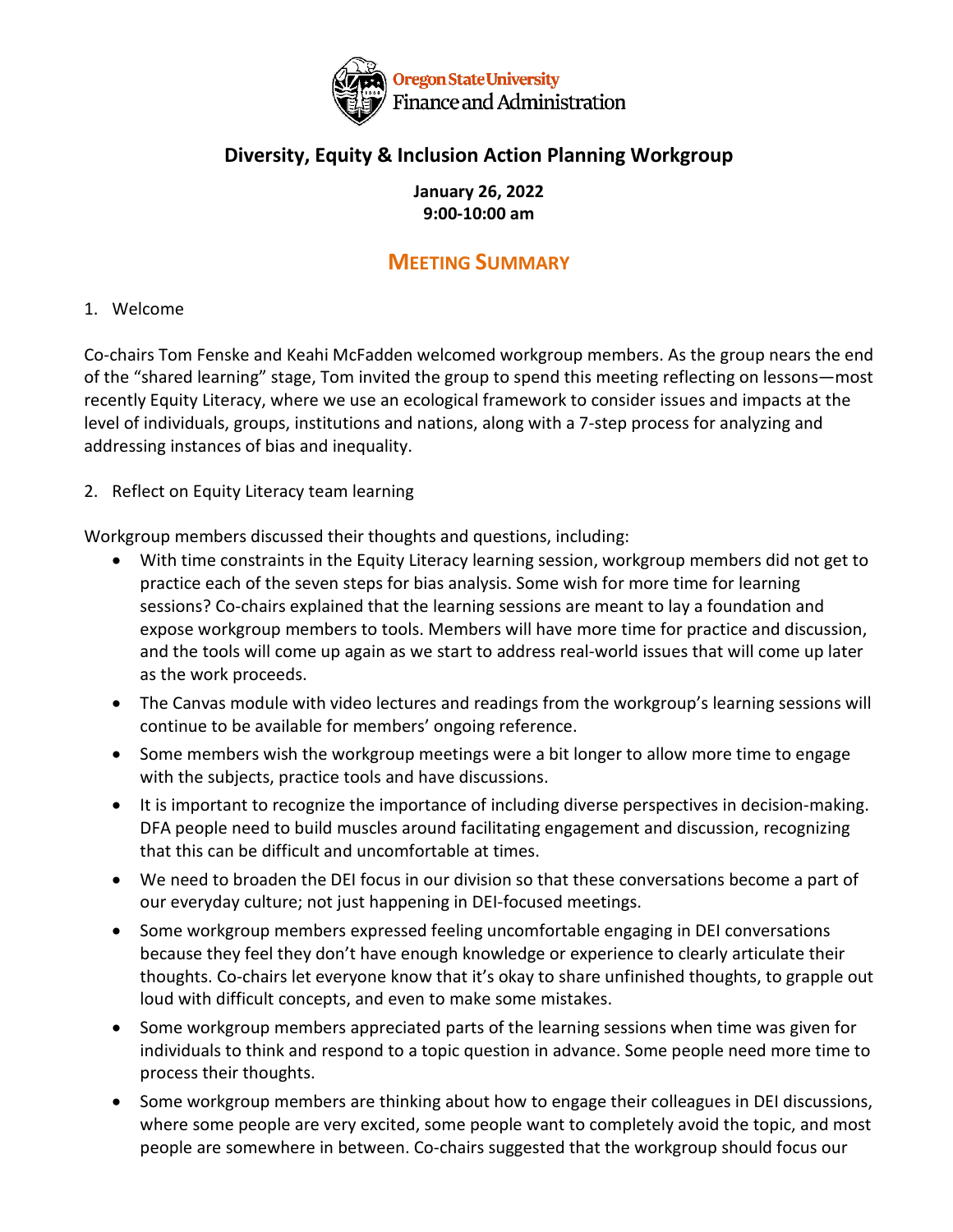Oregon State University
Finance and Administration

# Diversity, Equity & Inclusion Action Planning Workgroup

**January 26, 2022**
**9:00-10:00 am**

## MEETING SUMMARY

1. Welcome

Co-chairs Tom Fenske and Keahi McFadden welcomed workgroup members. As the group nears the end of the "shared learning" stage, Tom invited the group to spend this meeting reflecting on lessons—most recently Equity Literacy, where we use an ecological framework to consider issues and impacts at the level of individuals, groups, institutions and nations, along with a 7-step process for analyzing and addressing instances of bias and inequality.

2. Reflect on Equity Literacy team learning

Workgroup members discussed their thoughts and questions, including:

- With time constraints in the Equity Literacy learning session, workgroup members did not get to practice each of the seven steps for bias analysis. Some wish for more time for learning sessions? Co-chairs explained that the learning sessions are meant to lay a foundation and expose workgroup members to tools. Members will have more time for practice and discussion, and the tools will come up again as we start to address real-world issues that will come up later as the work proceeds.
- The Canvas module with video lectures and readings from the workgroup's learning sessions will continue to be available for members' ongoing reference.
- Some members wish the workgroup meetings were a bit longer to allow more time to engage with the subjects, practice tools and have discussions.
- It is important to recognize the importance of including diverse perspectives in decision-making. DFA people need to build muscles around facilitating engagement and discussion, recognizing that this can be difficult and uncomfortable at times.
- We need to broaden the DEI focus in our division so that these conversations become a part of our everyday culture; not just happening in DEI-focused meetings.
- Some workgroup members expressed feeling uncomfortable engaging in DEI conversations because they feel they don't have enough knowledge or experience to clearly articulate their thoughts. Co-chairs let everyone know that it's okay to share unfinished thoughts, to grapple out loud with difficult concepts, and even to make some mistakes.
- Some workgroup members appreciated parts of the learning sessions when time was given for individuals to think and respond to a topic question in advance. Some people need more time to process their thoughts.
- Some workgroup members are thinking about how to engage their colleagues in DEI discussions, where some people are very excited, some people want to completely avoid the topic, and most people are somewhere in between. Co-chairs suggested that the workgroup should focus our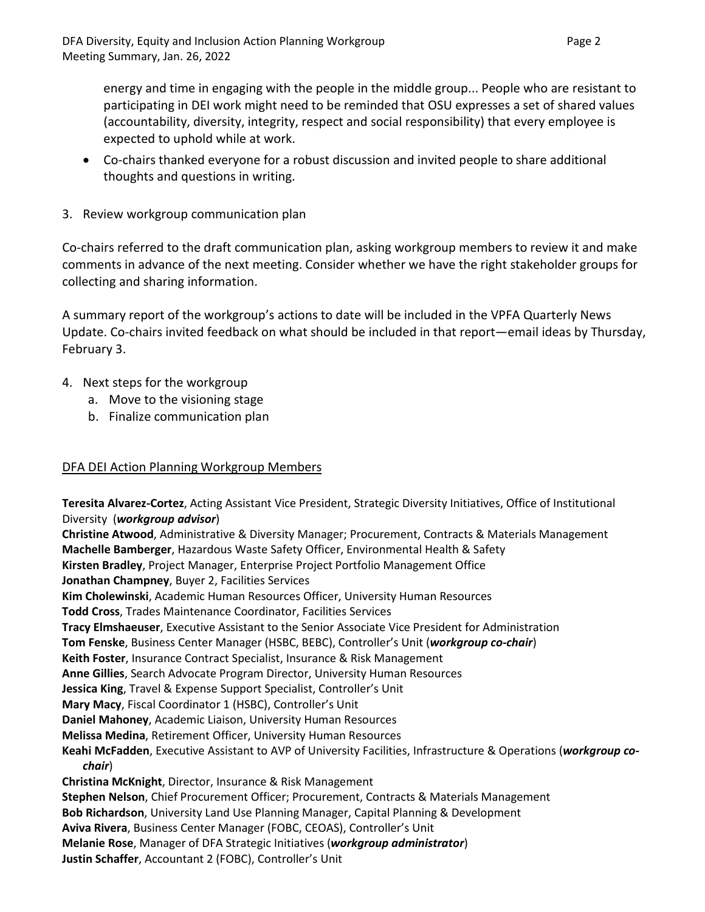energy and time in engaging with the people in the middle group... People who are resistant to participating in DEI work might need to be reminded that OSU expresses a set of shared values (accountability, diversity, integrity, respect and social responsibility) that every employee is expected to uphold while at work.

- Co-chairs thanked everyone for a robust discussion and invited people to share additional thoughts and questions in writing.

3. Review workgroup communication plan

Co-chairs referred to the draft communication plan, asking workgroup members to review it and make comments in advance of the next meeting. Consider whether we have the right stakeholder groups for collecting and sharing information.

A summary report of the workgroup's actions to date will be included in the VPFA Quarterly News Update. Co-chairs invited feedback on what should be included in that report—email ideas by Thursday, February 3.

4. Next steps for the workgroup
   a. Move to the visioning stage
   b. Finalize communication plan

## DFA DEI Action Planning Workgroup Members

**Teresita Alvarez-Cortez**, Acting Assistant Vice President, Strategic Diversity Initiatives, Office of Institutional Diversity (***workgroup advisor***)
**Christine Atwood**, Administrative & Diversity Manager; Procurement, Contracts & Materials Management
**Machelle Bamberger**, Hazardous Waste Safety Officer, Environmental Health & Safety
**Kirsten Bradley**, Project Manager, Enterprise Project Portfolio Management Office
**Jonathan Champney**, Buyer 2, Facilities Services
**Kim Cholewinski**, Academic Human Resources Officer, University Human Resources
**Todd Cross**, Trades Maintenance Coordinator, Facilities Services
**Tracy Elmshaeuser**, Executive Assistant to the Senior Associate Vice President for Administration
**Tom Fenske**, Business Center Manager (HSBC, BEBC), Controller's Unit (***workgroup co-chair***)
**Keith Foster**, Insurance Contract Specialist, Insurance & Risk Management
**Anne Gillies**, Search Advocate Program Director, University Human Resources
**Jessica King**, Travel & Expense Support Specialist, Controller's Unit
**Mary Macy**, Fiscal Coordinator 1 (HSBC), Controller's Unit
**Daniel Mahoney**, Academic Liaison, University Human Resources
**Melissa Medina**, Retirement Officer, University Human Resources
**Keahi McFadden**, Executive Assistant to AVP of University Facilities, Infrastructure & Operations (***workgroup co-chair***)
**Christina McKnight**, Director, Insurance & Risk Management
**Stephen Nelson**, Chief Procurement Officer; Procurement, Contracts & Materials Management
**Bob Richardson**, University Land Use Planning Manager, Capital Planning & Development
**Aviva Rivera**, Business Center Manager (FOBC, CEOAS), Controller's Unit
**Melanie Rose**, Manager of DFA Strategic Initiatives (***workgroup administrator***)
**Justin Schaffer**, Accountant 2 (FOBC), Controller's Unit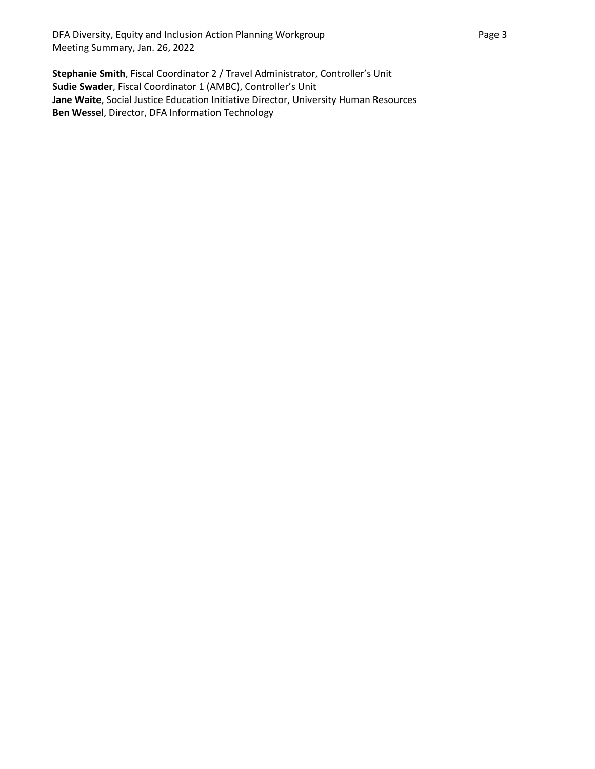**Stephanie Smith**, Fiscal Coordinator 2 / Travel Administrator, Controller's Unit
**Sudie Swader**, Fiscal Coordinator 1 (AMBC), Controller's Unit
**Jane Waite**, Social Justice Education Initiative Director, University Human Resources
**Ben Wessel**, Director, DFA Information Technology